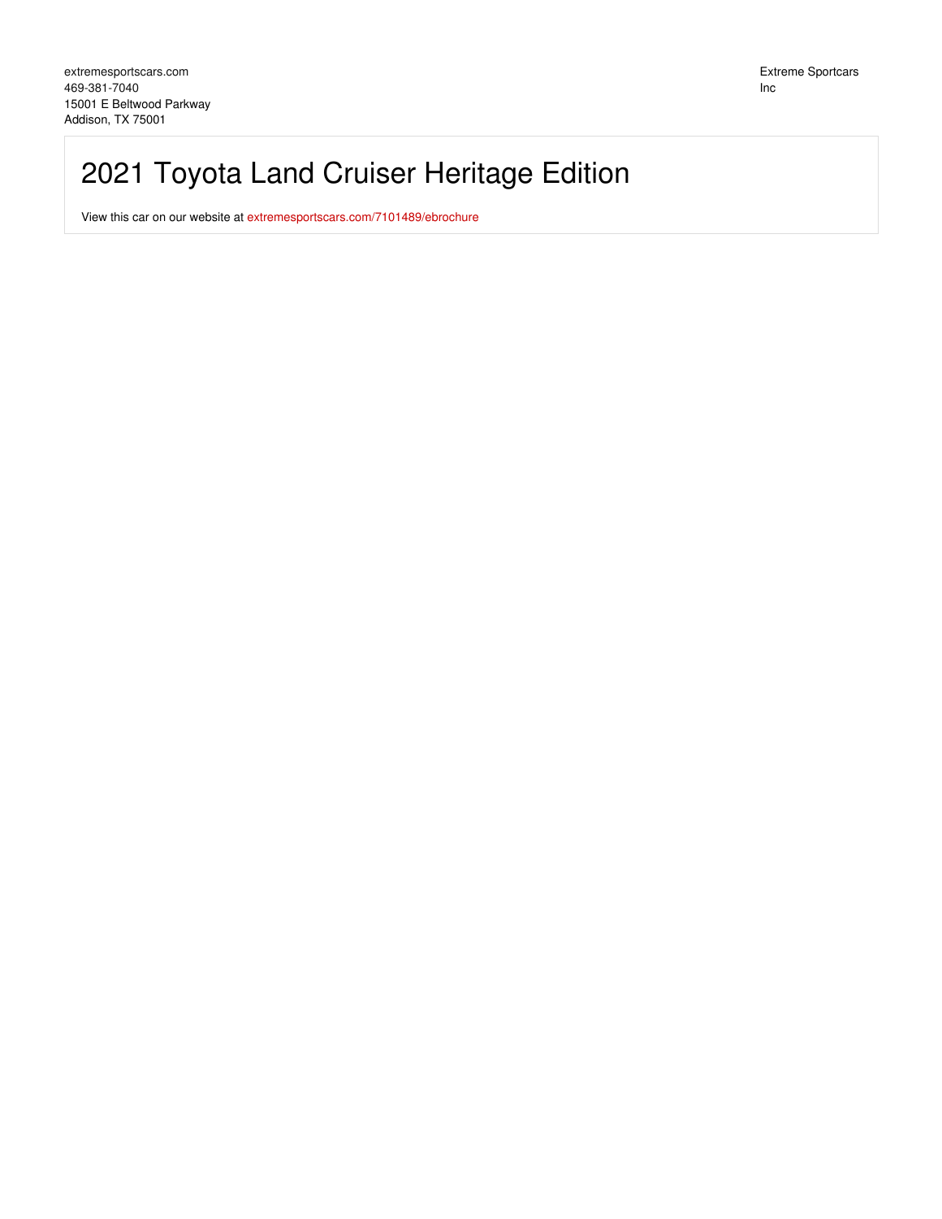extremesportscars.com
469-381-7040
15001 E Beltwood Parkway
Addison, TX 75001

Extreme Sportcars Inc

# 2021 Toyota Land Cruiser Heritage Edition

View this car on our website at extremesportscars.com/7101489/ebrochure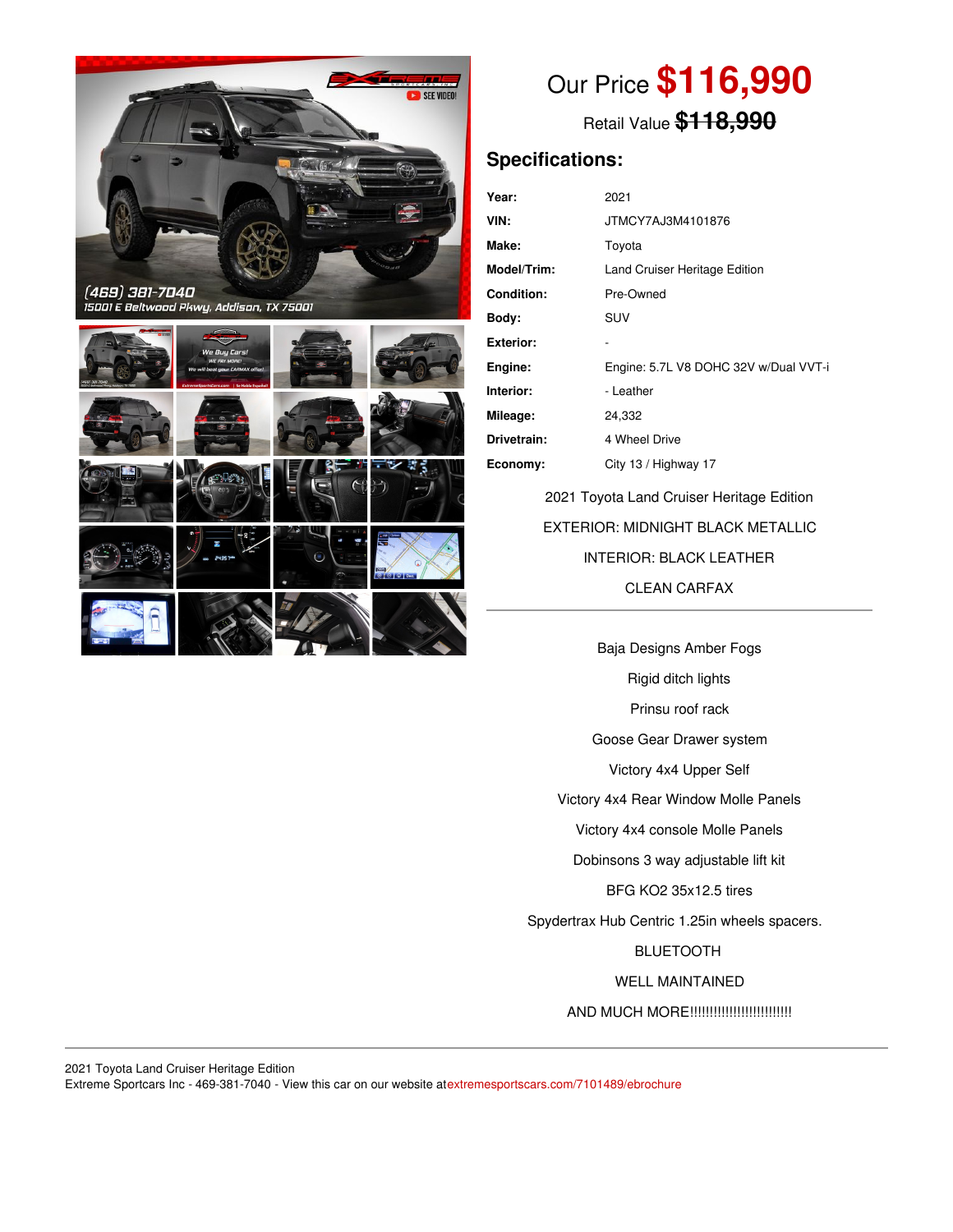Our Price **$116,990**

Retail Value ~~$118,990~~

## Specifications:

| | |
|---|---|
| **Year:** | 2021 |
| **VIN:** | JTMCY7AJ3M4101876 |
| **Make:** | Toyota |
| **Model/Trim:** | Land Cruiser Heritage Edition |
| **Condition:** | Pre-Owned |
| **Body:** | SUV |
| **Exterior:** | - |
| **Engine:** | Engine: 5.7L V8 DOHC 32V w/Dual VVT-i |
| **Interior:** | - Leather |
| **Mileage:** | 24,332 |
| **Drivetrain:** | 4 Wheel Drive |
| **Economy:** | City 13 / Highway 17 |

2021 Toyota Land Cruiser Heritage Edition

EXTERIOR: MIDNIGHT BLACK METALLIC

INTERIOR: BLACK LEATHER

CLEAN CARFAX

---

Baja Designs Amber Fogs

Rigid ditch lights

Prinsu roof rack

Goose Gear Drawer system

Victory 4x4 Upper Self

Victory 4x4 Rear Window Molle Panels

Victory 4x4 console Molle Panels

Dobinsons 3 way adjustable lift kit

BFG KO2 35x12.5 tires

Spydertrax Hub Centric 1.25in wheels spacers.

BLUETOOTH

WELL MAINTAINED

AND MUCH MORE!!!!!!!!!!!!!!!!!!!!!!!!!

---

2021 Toyota Land Cruiser Heritage Edition

Extreme Sportcars Inc - 469-381-7040 - View this car on our website at extremesportscars.com/7101489/ebrochure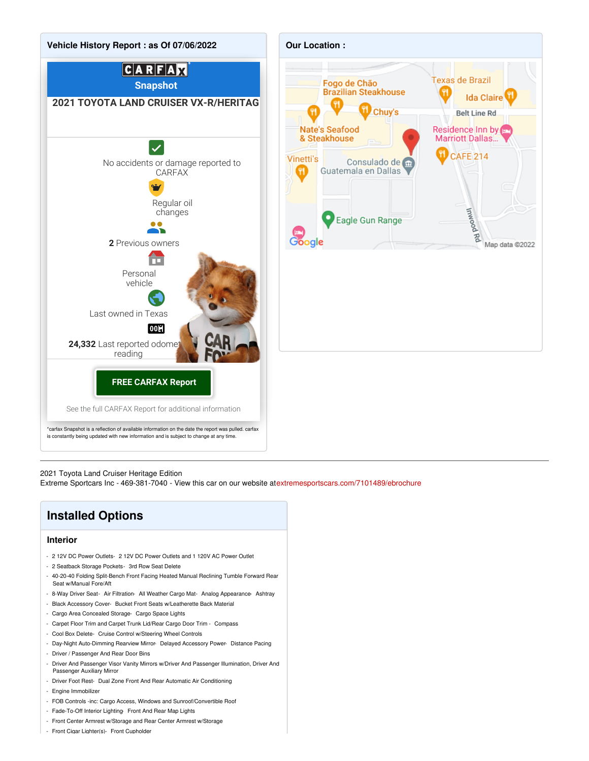## Vehicle History Report : as Of 07/06/2022

CARFAX Snapshot

**2021 TOYOTA LAND CRUISER VX-R/HERITAG**

No accidents or damage reported to CARFAX

Regular oil changes

**2** Previous owners

Personal vehicle

Last owned in Texas

**24,332** Last reported odometer reading

**FREE CARFAX Report**

See the full CARFAX Report for additional information

*carfax Snapshot is a reflection of available information on the date the report was pulled. carfax is constantly being updated with new information and is subject to change at any time.

## Our Location :

Fogo de Chão Brazilian Steakhouse, Texas de Brazil, Ida Claire, Chuy's, Belt Line Rd, Nate's Seafood & Steakhouse, Residence Inn by Marriott Dallas..., Vinetti's, Consulado de Guatemala en Dallas, CAFE 214, Eagle Gun Range, Inwood Rd

Map data ©2022

---

2021 Toyota Land Cruiser Heritage Edition
Extreme Sportscars Inc - 469-381-7040 - View this car on our website at extremesportscars.com/7101489/ebrochure

## Installed Options

### Interior

- 2 12V DC Power Outlets- 2 12V DC Power Outlets and 1 120V AC Power Outlet
- 2 Seatback Storage Pockets- 3rd Row Seat Delete
- 40-20-40 Folding Split-Bench Front Facing Heated Manual Reclining Tumble Forward Rear Seat w/Manual Fore/Aft
- 8-Way Driver Seat- Air Filtration- All Weather Cargo Mat- Analog Appearance- Ashtray
- Black Accessory Cover- Bucket Front Seats w/Leatherette Back Material
- Cargo Area Concealed Storage- Cargo Space Lights
- Carpet Floor Trim and Carpet Trunk Lid/Rear Cargo Door Trim - Compass
- Cool Box Delete- Cruise Control w/Steering Wheel Controls
- Day-Night Auto-Dimming Rearview Mirror- Delayed Accessory Power- Distance Pacing
- Driver / Passenger And Rear Door Bins
- Driver And Passenger Visor Vanity Mirrors w/Driver And Passenger Illumination, Driver And Passenger Auxiliary Mirror
- Driver Foot Rest- Dual Zone Front And Rear Automatic Air Conditioning
- Engine Immobilizer
- FOB Controls -inc: Cargo Access, Windows and Sunroof/Convertible Roof
- Fade-To-Off Interior Lighting- Front And Rear Map Lights
- Front Center Armrest w/Storage and Rear Center Armrest w/Storage
- Front Cigar Lighter(s)- Front Cupholder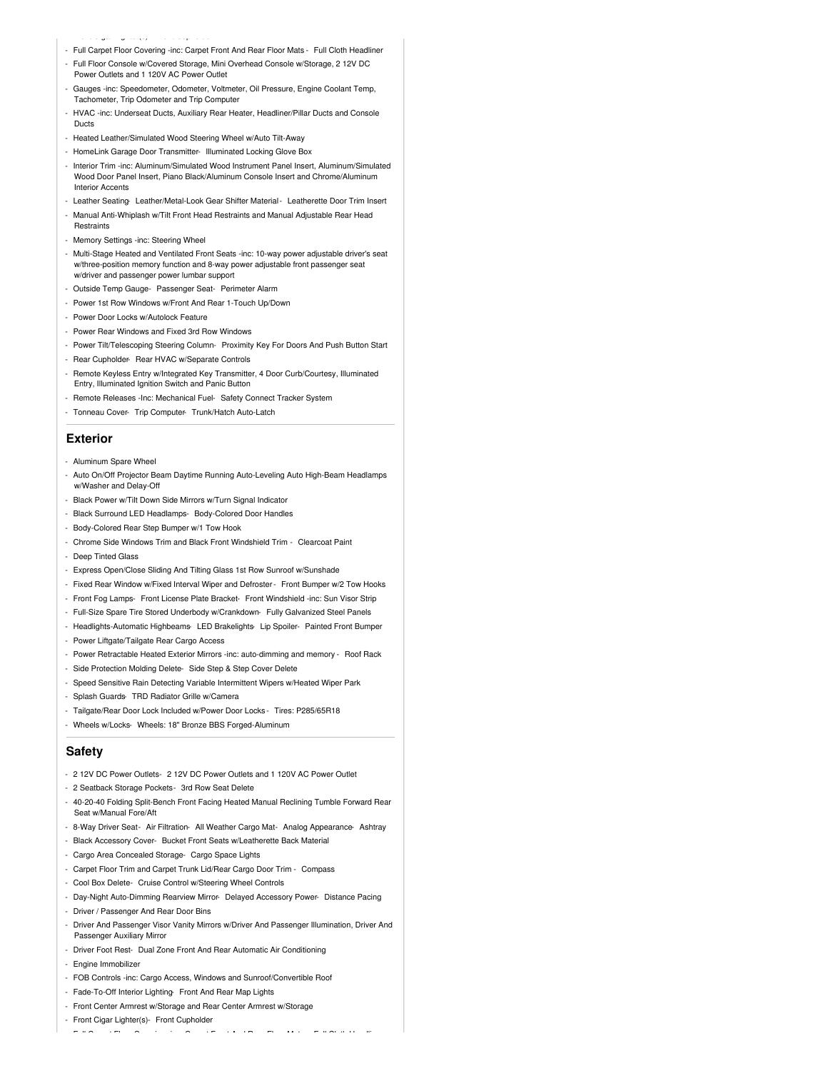- Full Carpet Floor Covering -inc: Carpet Front And Rear Floor Mats - Full Cloth Headliner
- Full Floor Console w/Covered Storage, Mini Overhead Console w/Storage, 2 12V DC Power Outlets and 1 120V AC Power Outlet
- Gauges -inc: Speedometer, Odometer, Voltmeter, Oil Pressure, Engine Coolant Temp, Tachometer, Trip Odometer and Trip Computer
- HVAC -inc: Underseat Ducts, Auxiliary Rear Heater, Headliner/Pillar Ducts and Console Ducts
- Heated Leather/Simulated Wood Steering Wheel w/Auto Tilt-Away
- HomeLink Garage Door Transmitter- Illuminated Locking Glove Box
- Interior Trim -inc: Aluminum/Simulated Wood Instrument Panel Insert, Aluminum/Simulated Wood Door Panel Insert, Piano Black/Aluminum Console Insert and Chrome/Aluminum Interior Accents
- Leather Seating- Leather/Metal-Look Gear Shifter Material - Leatherette Door Trim Insert
- Manual Anti-Whiplash w/Tilt Front Head Restraints and Manual Adjustable Rear Head Restraints
- Memory Settings -inc: Steering Wheel
- Multi-Stage Heated and Ventilated Front Seats -inc: 10-way power adjustable driver's seat w/three-position memory function and 8-way power adjustable front passenger seat w/driver and passenger power lumbar support
- Outside Temp Gauge- Passenger Seat- Perimeter Alarm
- Power 1st Row Windows w/Front And Rear 1-Touch Up/Down
- Power Door Locks w/Autolock Feature
- Power Rear Windows and Fixed 3rd Row Windows
- Power Tilt/Telescoping Steering Column- Proximity Key For Doors And Push Button Start
- Rear Cupholder- Rear HVAC w/Separate Controls
- Remote Keyless Entry w/Integrated Key Transmitter, 4 Door Curb/Courtesy, Illuminated Entry, Illuminated Ignition Switch and Panic Button
- Remote Releases -Inc: Mechanical Fuel- Safety Connect Tracker System
- Tonneau Cover- Trip Computer- Trunk/Hatch Auto-Latch

## Exterior

- Aluminum Spare Wheel
- Auto On/Off Projector Beam Daytime Running Auto-Leveling Auto High-Beam Headlamps w/Washer and Delay-Off
- Black Power w/Tilt Down Side Mirrors w/Turn Signal Indicator
- Black Surround LED Headlamps- Body-Colored Door Handles
- Body-Colored Rear Step Bumper w/1 Tow Hook
- Chrome Side Windows Trim and Black Front Windshield Trim - Clearcoat Paint
- Deep Tinted Glass
- Express Open/Close Sliding And Tilting Glass 1st Row Sunroof w/Sunshade
- Fixed Rear Window w/Fixed Interval Wiper and Defroster - Front Bumper w/2 Tow Hooks
- Front Fog Lamps- Front License Plate Bracket- Front Windshield -inc: Sun Visor Strip
- Full-Size Spare Tire Stored Underbody w/Crankdown- Fully Galvanized Steel Panels
- Headlights-Automatic Highbeams- LED Brakelights- Lip Spoiler- Painted Front Bumper
- Power Liftgate/Tailgate Rear Cargo Access
- Power Retractable Heated Exterior Mirrors -inc: auto-dimming and memory - Roof Rack
- Side Protection Molding Delete- Side Step & Step Cover Delete
- Speed Sensitive Rain Detecting Variable Intermittent Wipers w/Heated Wiper Park
- Splash Guards- TRD Radiator Grille w/Camera
- Tailgate/Rear Door Lock Included w/Power Door Locks - Tires: P285/65R18
- Wheels w/Locks- Wheels: 18" Bronze BBS Forged-Aluminum

## Safety

- 2 12V DC Power Outlets- 2 12V DC Power Outlets and 1 120V AC Power Outlet
- 2 Seatback Storage Pockets- 3rd Row Seat Delete
- 40-20-40 Folding Split-Bench Front Facing Heated Manual Reclining Tumble Forward Rear Seat w/Manual Fore/Aft
- 8-Way Driver Seat- Air Filtration- All Weather Cargo Mat- Analog Appearance- Ashtray
- Black Accessory Cover- Bucket Front Seats w/Leatherette Back Material
- Cargo Area Concealed Storage- Cargo Space Lights
- Carpet Floor Trim and Carpet Trunk Lid/Rear Cargo Door Trim - Compass
- Cool Box Delete- Cruise Control w/Steering Wheel Controls
- Day-Night Auto-Dimming Rearview Mirror- Delayed Accessory Power- Distance Pacing
- Driver / Passenger And Rear Door Bins
- Driver And Passenger Visor Vanity Mirrors w/Driver And Passenger Illumination, Driver And Passenger Auxiliary Mirror
- Driver Foot Rest- Dual Zone Front And Rear Automatic Air Conditioning
- Engine Immobilizer
- FOB Controls -inc: Cargo Access, Windows and Sunroof/Convertible Roof
- Fade-To-Off Interior Lighting- Front And Rear Map Lights
- Front Center Armrest w/Storage and Rear Center Armrest w/Storage
- Front Cigar Lighter(s)- Front Cupholder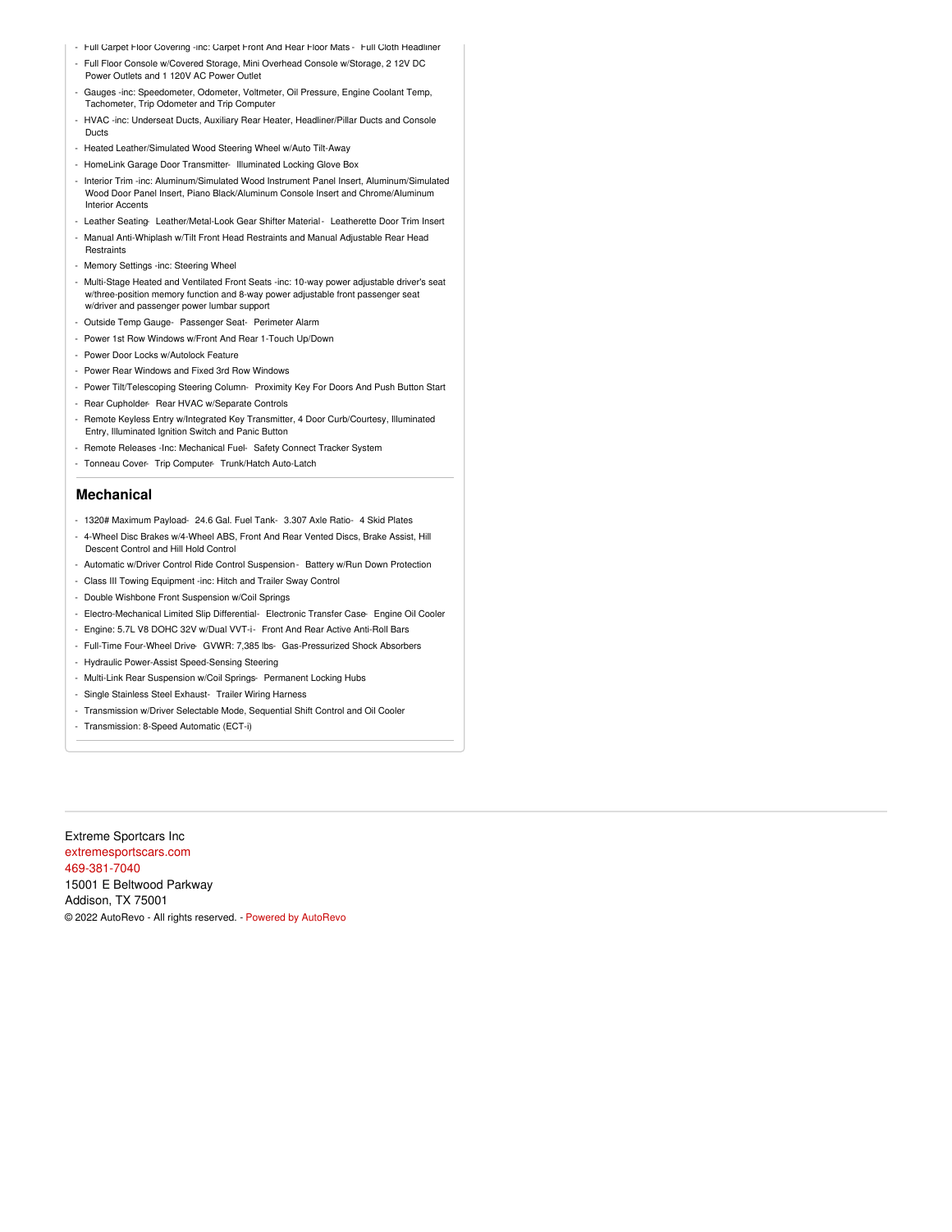- Full Carpet Floor Covering -inc: Carpet Front And Rear Floor Mats - Full Cloth Headliner
- Full Floor Console w/Covered Storage, Mini Overhead Console w/Storage, 2 12V DC Power Outlets and 1 120V AC Power Outlet
- Gauges -inc: Speedometer, Odometer, Voltmeter, Oil Pressure, Engine Coolant Temp, Tachometer, Trip Odometer and Trip Computer
- HVAC -inc: Underseat Ducts, Auxiliary Rear Heater, Headliner/Pillar Ducts and Console Ducts
- Heated Leather/Simulated Wood Steering Wheel w/Auto Tilt-Away
- HomeLink Garage Door Transmitter- Illuminated Locking Glove Box
- Interior Trim -inc: Aluminum/Simulated Wood Instrument Panel Insert, Aluminum/Simulated Wood Door Panel Insert, Piano Black/Aluminum Console Insert and Chrome/Aluminum Interior Accents
- Leather Seating- Leather/Metal-Look Gear Shifter Material - Leatherette Door Trim Insert
- Manual Anti-Whiplash w/Tilt Front Head Restraints and Manual Adjustable Rear Head Restraints
- Memory Settings -inc: Steering Wheel
- Multi-Stage Heated and Ventilated Front Seats -inc: 10-way power adjustable driver's seat w/three-position memory function and 8-way power adjustable front passenger seat w/driver and passenger power lumbar support
- Outside Temp Gauge- Passenger Seat- Perimeter Alarm
- Power 1st Row Windows w/Front And Rear 1-Touch Up/Down
- Power Door Locks w/Autolock Feature
- Power Rear Windows and Fixed 3rd Row Windows
- Power Tilt/Telescoping Steering Column- Proximity Key For Doors And Push Button Start
- Rear Cupholder- Rear HVAC w/Separate Controls
- Remote Keyless Entry w/Integrated Key Transmitter, 4 Door Curb/Courtesy, Illuminated Entry, Illuminated Ignition Switch and Panic Button
- Remote Releases -Inc: Mechanical Fuel- Safety Connect Tracker System
- Tonneau Cover- Trip Computer- Trunk/Hatch Auto-Latch

## Mechanical

- 1320# Maximum Payload- 24.6 Gal. Fuel Tank- 3.307 Axle Ratio- 4 Skid Plates
- 4-Wheel Disc Brakes w/4-Wheel ABS, Front And Rear Vented Discs, Brake Assist, Hill Descent Control and Hill Hold Control
- Automatic w/Driver Control Ride Control Suspension - Battery w/Run Down Protection
- Class III Towing Equipment -inc: Hitch and Trailer Sway Control
- Double Wishbone Front Suspension w/Coil Springs
- Electro-Mechanical Limited Slip Differential- Electronic Transfer Case- Engine Oil Cooler
- Engine: 5.7L V8 DOHC 32V w/Dual VVT-i- Front And Rear Active Anti-Roll Bars
- Full-Time Four-Wheel Drive- GVWR: 7,385 lbs- Gas-Pressurized Shock Absorbers
- Hydraulic Power-Assist Speed-Sensing Steering
- Multi-Link Rear Suspension w/Coil Springs- Permanent Locking Hubs
- Single Stainless Steel Exhaust- Trailer Wiring Harness
- Transmission w/Driver Selectable Mode, Sequential Shift Control and Oil Cooler
- Transmission: 8-Speed Automatic (ECT-i)

Extreme Sportcars Inc
extremesportscars.com
469-381-7040
15001 E Beltwood Parkway
Addison, TX 75001
© 2022 AutoRevo - All rights reserved. - Powered by AutoRevo